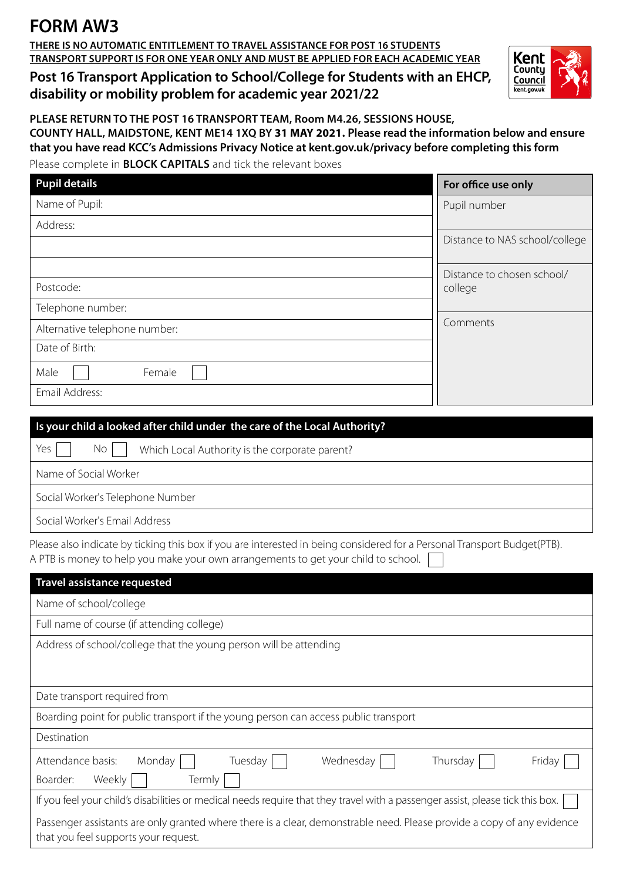# FORM AW3

**THERE IS NO AUTOMATIC ENTITLEMENT TO TRAVEL ASSISTANCE FOR POST 16 STUDENTS**
**TRANSPORT SUPPORT IS FOR ONE YEAR ONLY AND MUST BE APPLIED FOR EACH ACADEMIC YEAR**

## Post 16 Transport Application to School/College for Students with an EHCP, disability or mobility problem for academic year 2021/22

**PLEASE RETURN TO THE POST 16 TRANSPORT TEAM, Room M4.26, SESSIONS HOUSE, COUNTY HALL, MAIDSTONE, KENT ME14 1XQ BY 31 MAY 2021. Please read the information below and ensure that you have read KCC's Admissions Privacy Notice at kent.gov.uk/privacy before completing this form**

Please complete in **BLOCK CAPITALS** and tick the relevant boxes

| Pupil details | For office use only |
|---|---|
| Name of Pupil: | Pupil number |
| Address: | |
| | Distance to NAS school/college |
| | |
| Postcode: | Distance to chosen school/ college |
| Telephone number: | |
| Alternative telephone number: | Comments |
| Date of Birth: | |
| Male ☐ Female ☐ | |
| Email Address: | |

| Is your child a looked after child under the care of the Local Authority? |
|---|
| Yes ☐ No ☐ Which Local Authority is the corporate parent? |
| Name of Social Worker |
| Social Worker's Telephone Number |
| Social Worker's Email Address |

Please also indicate by ticking this box if you are interested in being considered for a Personal Transport Budget(PTB). A PTB is money to help you make your own arrangements to get your child to school. ☐

| Travel assistance requested |
|---|
| Name of school/college |
| Full name of course (if attending college) |
| Address of school/college that the young person will be attending |
| Date transport required from |
| Boarding point for public transport if the young person can access public transport |
| Destination |
| Attendance basis: Monday ☐ Tuesday ☐ Wednesday ☐ Thursday ☐ Friday ☐ |
| Boarder: Weekly ☐ Termly ☐ |
| If you feel your child's disabilities or medical needs require that they travel with a passenger assist, please tick this box. ☐ |
| Passenger assistants are only granted where there is a clear, demonstrable need. Please provide a copy of any evidence that you feel supports your request. |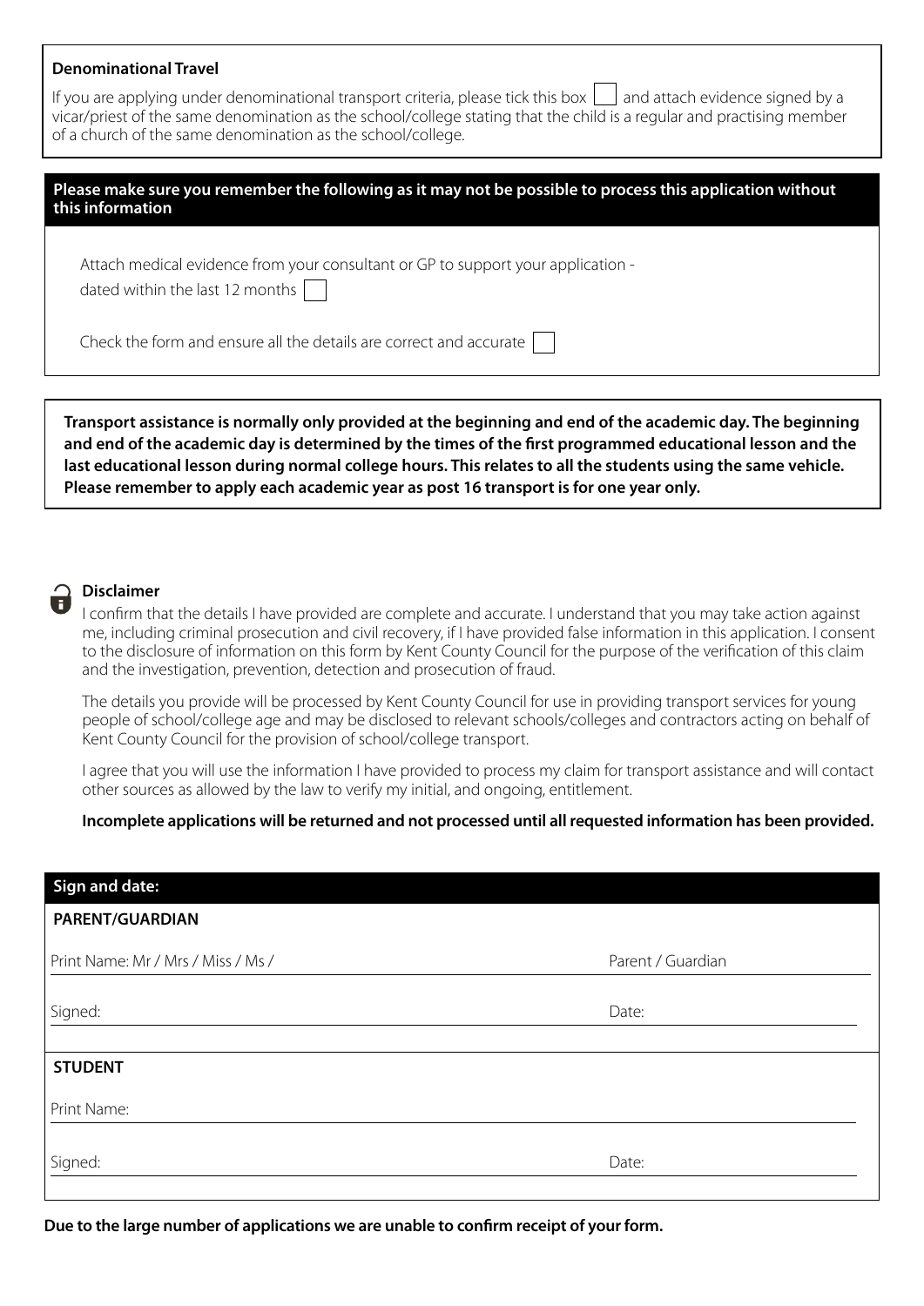**Denominational Travel**

If you are applying under denominational transport criteria, please tick this box ☐ and attach evidence signed by a vicar/priest of the same denomination as the school/college stating that the child is a regular and practising member of a church of the same denomination as the school/college.

**Please make sure you remember the following as it may not be possible to process this application without this information**

Attach medical evidence from your consultant or GP to support your application - dated within the last 12 months ☐

Check the form and ensure all the details are correct and accurate ☐

**Transport assistance is normally only provided at the beginning and end of the academic day. The beginning and end of the academic day is determined by the times of the first programmed educational lesson and the last educational lesson during normal college hours. This relates to all the students using the same vehicle. Please remember to apply each academic year as post 16 transport is for one year only.**

**Disclaimer**

I confirm that the details I have provided are complete and accurate. I understand that you may take action against me, including criminal prosecution and civil recovery, if I have provided false information in this application. I consent to the disclosure of information on this form by Kent County Council for the purpose of the verification of this claim and the investigation, prevention, detection and prosecution of fraud.

The details you provide will be processed by Kent County Council for use in providing transport services for young people of school/college age and may be disclosed to relevant schools/colleges and contractors acting on behalf of Kent County Council for the provision of school/college transport.

I agree that you will use the information I have provided to process my claim for transport assistance and will contact other sources as allowed by the law to verify my initial, and ongoing, entitlement.

**Incomplete applications will be returned and not processed until all requested information has been provided.**

**Sign and date:**

**PARENT/GUARDIAN**

Print Name: Mr / Mrs / Miss / Ms / ____________________ Parent / Guardian

Signed: ____________________ Date: ____________________

**STUDENT**

Print Name: ____________________

Signed: ____________________ Date: ____________________

**Due to the large number of applications we are unable to confirm receipt of your form.**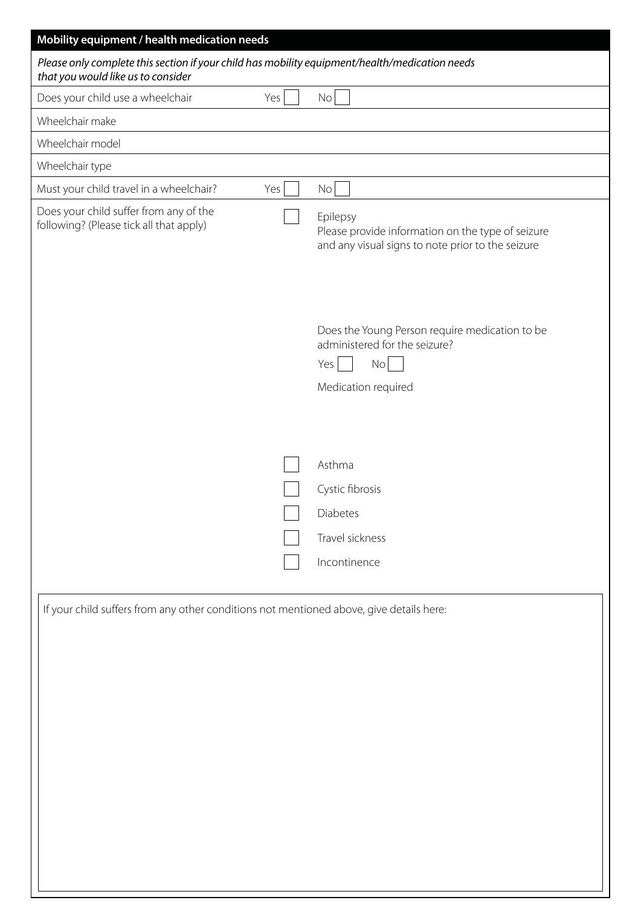## Mobility equipment / health medication needs

*Please only complete this section if your child has mobility equipment/health/medication needs that you would like us to consider*

| | | |
|---|---|---|
| Does your child use a wheelchair | Yes ☐ | No ☐ |
| Wheelchair make | | |
| Wheelchair model | | |
| Wheelchair type | | |
| Must your child travel in a wheelchair? | Yes ☐ | No ☐ |

Does your child suffer from any of the following? (Please tick all that apply)

☐ Epilepsy
Please provide information on the type of seizure and any visual signs to note prior to the seizure

Does the Young Person require medication to be administered for the seizure?

Yes ☐ No ☐

Medication required

☐ Asthma

☐ Cystic fibrosis

☐ Diabetes

☐ Travel sickness

☐ Incontinence

If your child suffers from any other conditions not mentioned above, give details here: